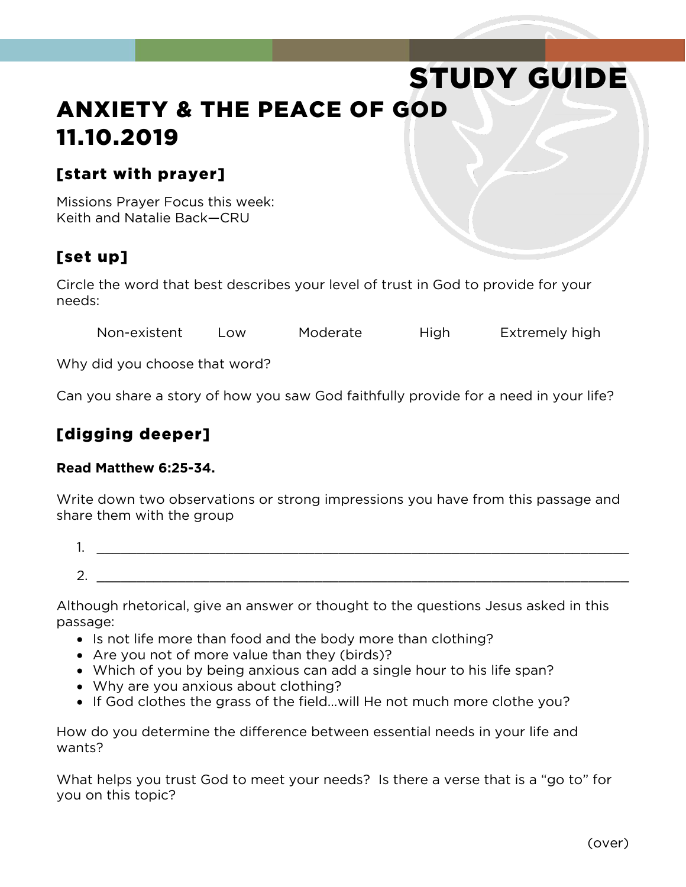STUDY GUIDE

# ANXIETY & THE PEACE OF GOD
# 11.10.2019

## [start with prayer]

Missions Prayer Focus this week:
Keith and Natalie Back—CRU

## [set up]

Circle the word that best describes your level of trust in God to provide for your needs:

Non-existent     Low     Moderate     High     Extremely high

Why did you choose that word?

Can you share a story of how you saw God faithfully provide for a need in your life?

## [digging deeper]

**Read Matthew 6:25-34.**

Write down two observations or strong impressions you have from this passage and share them with the group

1. ____________________________________________________________________
2. ____________________________________________________________________

Although rhetorical, give an answer or thought to the questions Jesus asked in this passage:

- Is not life more than food and the body more than clothing?
- Are you not of more value than they (birds)?
- Which of you by being anxious can add a single hour to his life span?
- Why are you anxious about clothing?
- If God clothes the grass of the field…will He not much more clothe you?

How do you determine the difference between essential needs in your life and wants?

What helps you trust God to meet your needs? Is there a verse that is a "go to" for you on this topic?

(over)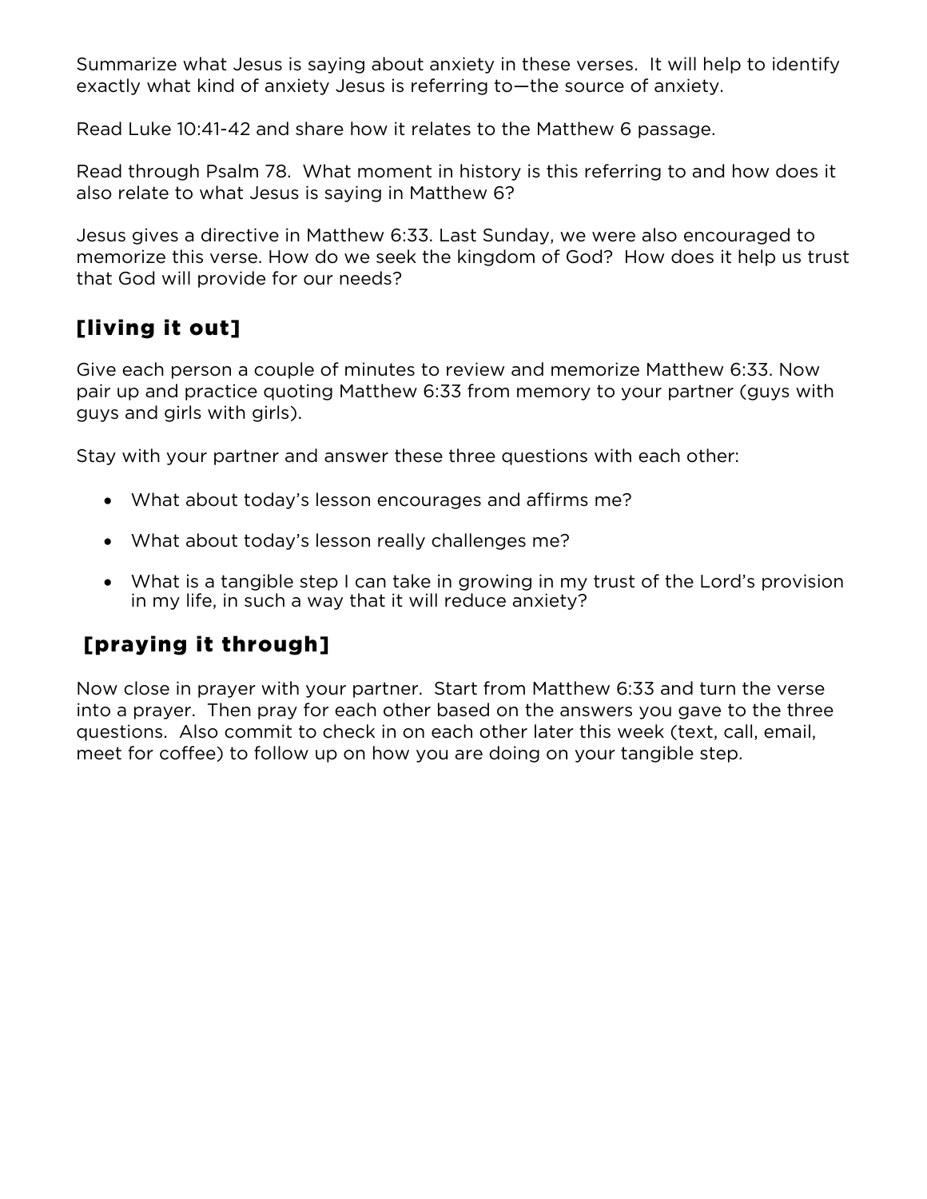Summarize what Jesus is saying about anxiety in these verses. It will help to identify exactly what kind of anxiety Jesus is referring to—the source of anxiety.

Read Luke 10:41-42 and share how it relates to the Matthew 6 passage.

Read through Psalm 78. What moment in history is this referring to and how does it also relate to what Jesus is saying in Matthew 6?

Jesus gives a directive in Matthew 6:33. Last Sunday, we were also encouraged to memorize this verse. How do we seek the kingdom of God? How does it help us trust that God will provide for our needs?

## [living it out]

Give each person a couple of minutes to review and memorize Matthew 6:33. Now pair up and practice quoting Matthew 6:33 from memory to your partner (guys with guys and girls with girls).

Stay with your partner and answer these three questions with each other:

- What about today's lesson encourages and affirms me?
- What about today's lesson really challenges me?
- What is a tangible step I can take in growing in my trust of the Lord's provision in my life, in such a way that it will reduce anxiety?

## [praying it through]

Now close in prayer with your partner. Start from Matthew 6:33 and turn the verse into a prayer. Then pray for each other based on the answers you gave to the three questions. Also commit to check in on each other later this week (text, call, email, meet for coffee) to follow up on how you are doing on your tangible step.